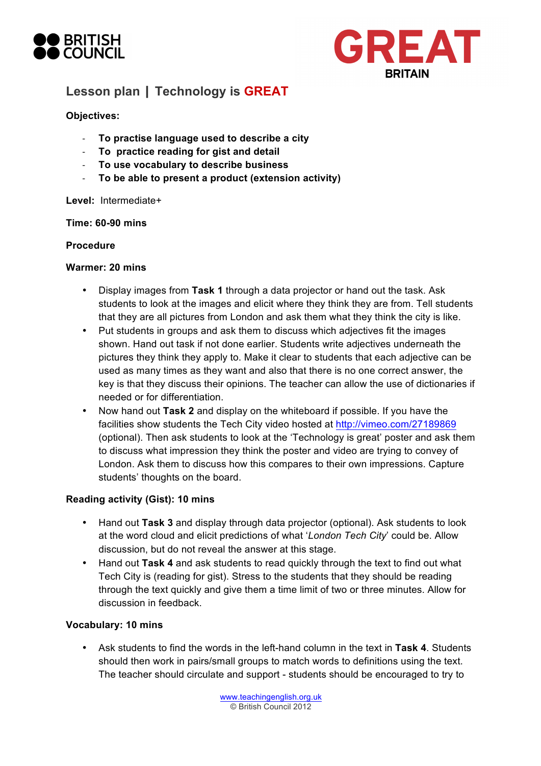BRITISH COUNCIL

GREAT BRITAIN

# Lesson plan | Technology is GREAT

**Objectives:**

- **To practise language used to describe a city**
- **To practice reading for gist and detail**
- **To use vocabulary to describe business**
- **To be able to present a product (extension activity)**

**Level:** Intermediate+

**Time: 60-90 mins**

**Procedure**

**Warmer: 20 mins**

- Display images from **Task 1** through a data projector or hand out the task. Ask students to look at the images and elicit where they think they are from. Tell students that they are all pictures from London and ask them what they think the city is like.
- Put students in groups and ask them to discuss which adjectives fit the images shown. Hand out task if not done earlier. Students write adjectives underneath the pictures they think they apply to. Make it clear to students that each adjective can be used as many times as they want and also that there is no one correct answer, the key is that they discuss their opinions. The teacher can allow the use of dictionaries if needed or for differentiation.
- Now hand out **Task 2** and display on the whiteboard if possible. If you have the facilities show students the Tech City video hosted at http://vimeo.com/27189869 (optional). Then ask students to look at the 'Technology is great' poster and ask them to discuss what impression they think the poster and video are trying to convey of London. Ask them to discuss how this compares to their own impressions. Capture students' thoughts on the board.

**Reading activity (Gist): 10 mins**

- Hand out **Task 3** and display through data projector (optional). Ask students to look at the word cloud and elicit predictions of what '*London Tech City*' could be. Allow discussion, but do not reveal the answer at this stage.
- Hand out **Task 4** and ask students to read quickly through the text to find out what Tech City is (reading for gist). Stress to the students that they should be reading through the text quickly and give them a time limit of two or three minutes. Allow for discussion in feedback.

**Vocabulary: 10 mins**

- Ask students to find the words in the left-hand column in the text in **Task 4**. Students should then work in pairs/small groups to match words to definitions using the text. The teacher should circulate and support - students should be encouraged to try to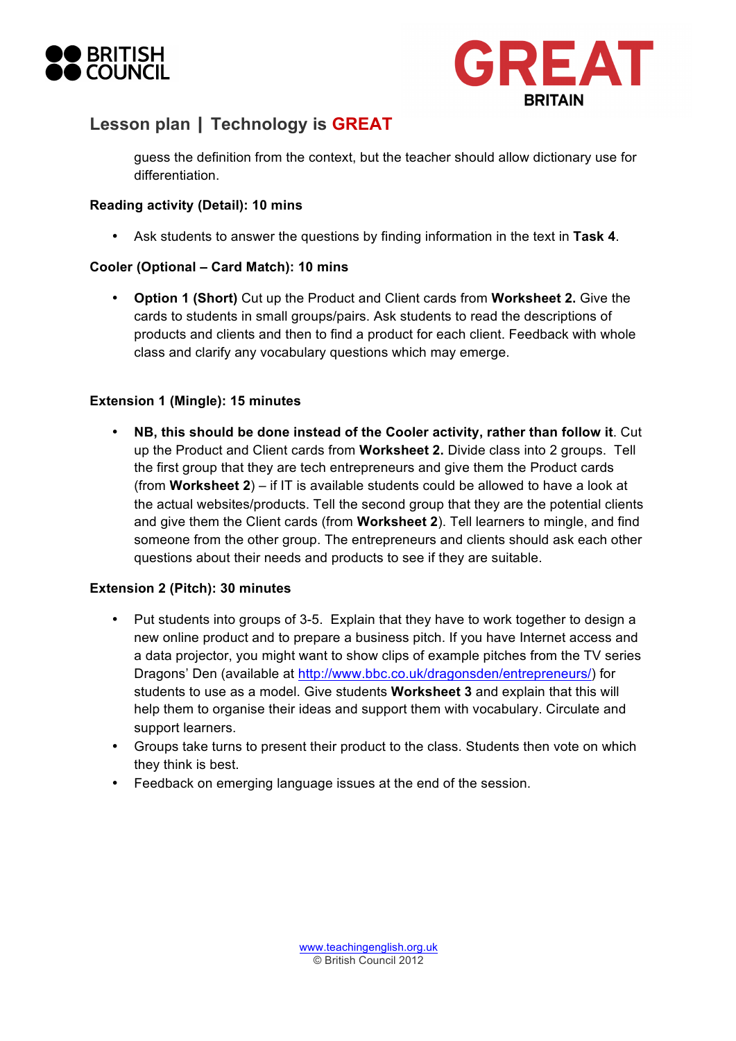guess the definition from the context, but the teacher should allow dictionary use for differentiation.

**Reading activity (Detail): 10 mins**

- Ask students to answer the questions by finding information in the text in **Task 4**.

**Cooler (Optional – Card Match): 10 mins**

- **Option 1 (Short)** Cut up the Product and Client cards from **Worksheet 2.** Give the cards to students in small groups/pairs. Ask students to read the descriptions of products and clients and then to find a product for each client. Feedback with whole class and clarify any vocabulary questions which may emerge.

**Extension 1 (Mingle): 15 minutes**

- **NB, this should be done instead of the Cooler activity, rather than follow it**. Cut up the Product and Client cards from **Worksheet 2.** Divide class into 2 groups. Tell the first group that they are tech entrepreneurs and give them the Product cards (from **Worksheet 2**) – if IT is available students could be allowed to have a look at the actual websites/products. Tell the second group that they are the potential clients and give them the Client cards (from **Worksheet 2**). Tell learners to mingle, and find someone from the other group. The entrepreneurs and clients should ask each other questions about their needs and products to see if they are suitable.

**Extension 2 (Pitch): 30 minutes**

- Put students into groups of 3-5. Explain that they have to work together to design a new online product and to prepare a business pitch. If you have Internet access and a data projector, you might want to show clips of example pitches from the TV series Dragons' Den (available at http://www.bbc.co.uk/dragonsden/entrepreneurs/) for students to use as a model. Give students **Worksheet 3** and explain that this will help them to organise their ideas and support them with vocabulary. Circulate and support learners.
- Groups take turns to present their product to the class. Students then vote on which they think is best.
- Feedback on emerging language issues at the end of the session.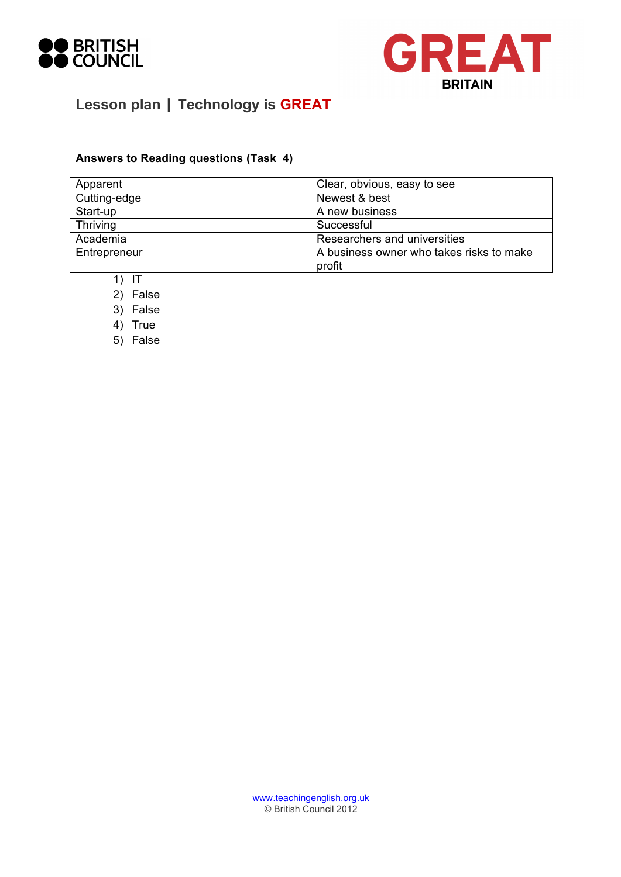## Lesson plan | Technology is GREAT

**Answers to Reading questions (Task 4)**

| | |
|---|---|
| Apparent | Clear, obvious, easy to see |
| Cutting-edge | Newest & best |
| Start-up | A new business |
| Thriving | Successful |
| Academia | Researchers and universities |
| Entrepreneur | A business owner who takes risks to make profit |

1) IT
2) False
3) False
4) True
5) False

www.teachingenglish.org.uk
© British Council 2012